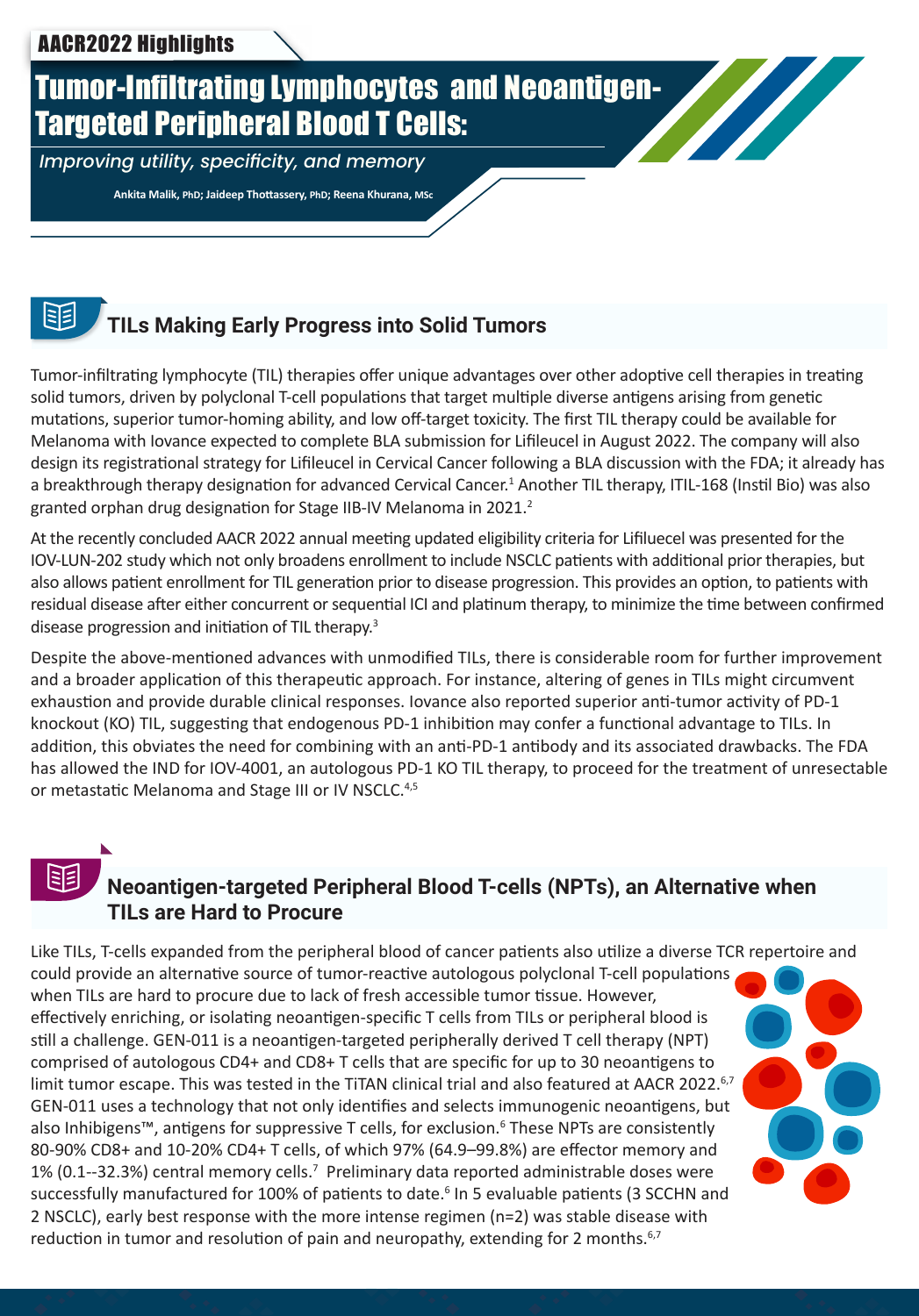AACR2022 Highlights

# Tumor-Infiltrating Lymphocytes and Neoantigen-Targeted Peripheral Blood T Cells:

*Improving utility, specificity, and memory*

**Ankita Malik, PhD; Jaideep Thottassery, PhD; Reena Khurana, MSc**

## TILs Making Early Progress into Solid Tumors

Tumor-infiltrating lymphocyte (TIL) therapies offer unique advantages over other adoptive cell therapies in treating solid tumors, driven by polyclonal T-cell populations that target multiple diverse antigens arising from genetic mutations, superior tumor-homing ability, and low off-target toxicity. The first TIL therapy could be available for Melanoma with Iovance expected to complete BLA submission for Lifileucel in August 2022. The company will also design its registrational strategy for Lifileucel in Cervical Cancer following a BLA discussion with the FDA; it already has a breakthrough therapy designation for advanced Cervical Cancer.[1] Another TIL therapy, ITIL-168 (Instil Bio) was also granted orphan drug designation for Stage IIB-IV Melanoma in 2021.[2]

At the recently concluded AACR 2022 annual meeting updated eligibility criteria for Lifileucel was presented for the IOV-LUN-202 study which not only broadens enrollment to include NSCLC patients with additional prior therapies, but also allows patient enrollment for TIL generation prior to disease progression. This provides an option, to patients with residual disease after either concurrent or sequential ICI and platinum therapy, to minimize the time between confirmed disease progression and initiation of TIL therapy.[3]

Despite the above-mentioned advances with unmodified TILs, there is considerable room for further improvement and a broader application of this therapeutic approach. For instance, altering of genes in TILs might circumvent exhaustion and provide durable clinical responses. Iovance also reported superior anti-tumor activity of PD-1 knockout (KO) TIL, suggesting that endogenous PD-1 inhibition may confer a functional advantage to TILs. In addition, this obviates the need for combining with an anti-PD-1 antibody and its associated drawbacks. The FDA has allowed the IND for IOV-4001, an autologous PD-1 KO TIL therapy, to proceed for the treatment of unresectable or metastatic Melanoma and Stage III or IV NSCLC.[4,5]

## Neoantigen-targeted Peripheral Blood T-cells (NPTs), an Alternative when TILs are Hard to Procure

Like TILs, T-cells expanded from the peripheral blood of cancer patients also utilize a diverse TCR repertoire and could provide an alternative source of tumor-reactive autologous polyclonal T-cell populations when TILs are hard to procure due to lack of fresh accessible tumor tissue. However, effectively enriching, or isolating neoantigen-specific T cells from TILs or peripheral blood is still a challenge. GEN-011 is a neoantigen-targeted peripherally derived T cell therapy (NPT) comprised of autologous CD4+ and CD8+ T cells that are specific for up to 30 neoantigens to limit tumor escape. This was tested in the TiTAN clinical trial and also featured at AACR 2022.[6,7] GEN-011 uses a technology that not only identifies and selects immunogenic neoantigens, but also Inhibigens™, antigens for suppressive T cells, for exclusion.[6] These NPTs are consistently 80-90% CD8+ and 10-20% CD4+ T cells, of which 97% (64.9–99.8%) are effector memory and 1% (0.1--32.3%) central memory cells.[7] Preliminary data reported administrable doses were successfully manufactured for 100% of patients to date.[6] In 5 evaluable patients (3 SCCHN and 2 NSCLC), early best response with the more intense regimen (n=2) was stable disease with reduction in tumor and resolution of pain and neuropathy, extending for 2 months.[6,7]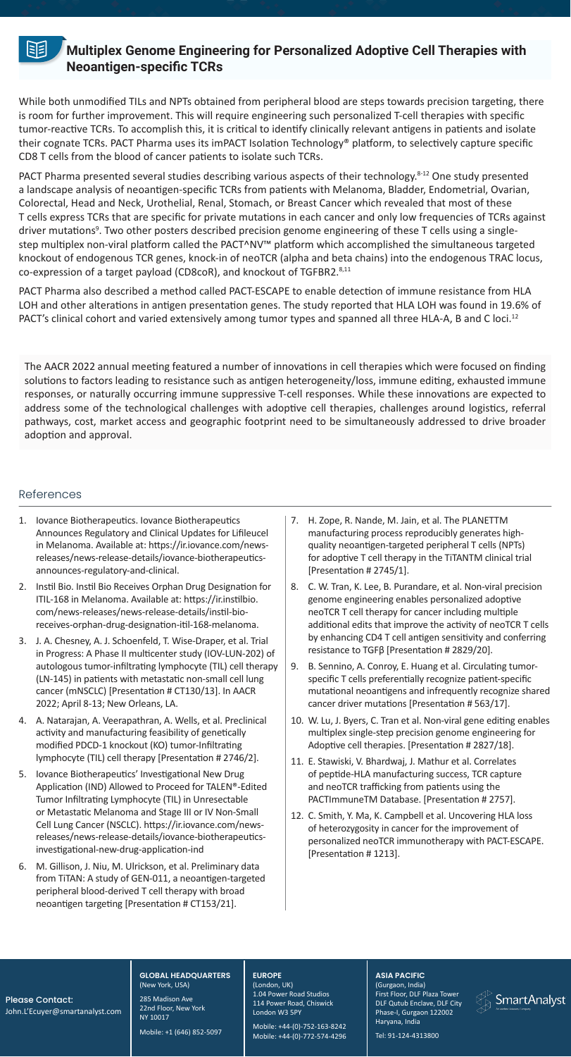## Multiplex Genome Engineering for Personalized Adoptive Cell Therapies with Neoantigen-specific TCRs

While both unmodified TILs and NPTs obtained from peripheral blood are steps towards precision targeting, there is room for further improvement. This will require engineering such personalized T-cell therapies with specific tumor-reactive TCRs. To accomplish this, it is critical to identify clinically relevant antigens in patients and isolate their cognate TCRs. PACT Pharma uses its imPACT Isolation Technology® platform, to selectively capture specific CD8 T cells from the blood of cancer patients to isolate such TCRs.

PACT Pharma presented several studies describing various aspects of their technology.[8-12] One study presented a landscape analysis of neoantigen-specific TCRs from patients with Melanoma, Bladder, Endometrial, Ovarian, Colorectal, Head and Neck, Urothelial, Renal, Stomach, or Breast Cancer which revealed that most of these T cells express TCRs that are specific for private mutations in each cancer and only low frequencies of TCRs against driver mutations[9]. Two other posters described precision genome engineering of these T cells using a single-step multiplex non-viral platform called the PACT^NV™ platform which accomplished the simultaneous targeted knockout of endogenous TCR genes, knock-in of neoTCR (alpha and beta chains) into the endogenous TRAC locus, co-expression of a target payload (CD8coR), and knockout of TGFBR2.[8,11]

PACT Pharma also described a method called PACT-ESCAPE to enable detection of immune resistance from HLA LOH and other alterations in antigen presentation genes. The study reported that HLA LOH was found in 19.6% of PACT's clinical cohort and varied extensively among tumor types and spanned all three HLA-A, B and C loci.[12]

The AACR 2022 annual meeting featured a number of innovations in cell therapies which were focused on finding solutions to factors leading to resistance such as antigen heterogeneity/loss, immune editing, exhausted immune responses, or naturally occurring immune suppressive T-cell responses. While these innovations are expected to address some of the technological challenges with adoptive cell therapies, challenges around logistics, referral pathways, cost, market access and geographic footprint need to be simultaneously addressed to drive broader adoption and approval.

## References

1. Iovance Biotherapeutics. Iovance Biotherapeutics Announces Regulatory and Clinical Updates for Lifileucel in Melanoma. Available at: https://ir.iovance.com/news-releases/news-release-details/iovance-biotherapeutics-announces-regulatory-and-clinical.
2. Instil Bio. Instil Bio Receives Orphan Drug Designation for ITIL-168 in Melanoma. Available at: https://ir.instilbio.com/news-releases/news-release-details/instil-bio-receives-orphan-drug-designation-itil-168-melanoma.
3. J. A. Chesney, A. J. Schoenfeld, T. Wise-Draper, et al. Trial in Progress: A Phase II multicenter study (IOV-LUN-202) of autologous tumor-infiltrating lymphocyte (TIL) cell therapy (LN-145) in patients with metastatic non-small cell lung cancer (mNSCLC) [Presentation # CT130/13]. In AACR 2022; April 8-13; New Orleans, LA.
4. A. Natarajan, A. Veerapathran, A. Wells, et al. Preclinical activity and manufacturing feasibility of genetically modified PDCD-1 knockout (KO) tumor-Infiltrating lymphocyte (TIL) cell therapy [Presentation # 2746/2].
5. Iovance Biotherapeutics' Investigational New Drug Application (IND) Allowed to Proceed for TALEN®-Edited Tumor Infiltrating Lymphocyte (TIL) in Unresectable or Metastatic Melanoma and Stage III or IV Non-Small Cell Lung Cancer (NSCLC). https://ir.iovance.com/news-releases/news-release-details/iovance-biotherapeutics-investigational-new-drug-application-ind
6. M. Gillison, J. Niu, M. Ulrickson, et al. Preliminary data from TiTAN: A study of GEN-011, a neoantigen-targeted peripheral blood-derived T cell therapy with broad neoantigen targeting [Presentation # CT153/21].
7. H. Zope, R. Nande, M. Jain, et al. The PLANETTM manufacturing process reproducibly generates high-quality neoantigen-targeted peripheral T cells (NPTs) for adoptive T cell therapy in the TiTANTM clinical trial [Presentation # 2745/1].
8. C. W. Tran, K. Lee, B. Purandare, et al. Non-viral precision genome engineering enables personalized adoptive neoTCR T cell therapy for cancer including multiple additional edits that improve the activity of neoTCR T cells by enhancing CD4 T cell antigen sensitivity and conferring resistance to TGFβ [Presentation # 2829/20].
9. B. Sennino, A. Conroy, E. Huang et al. Circulating tumor-specific T cells preferentially recognize patient-specific mutational neoantigens and infrequently recognize shared cancer driver mutations [Presentation # 563/17].
10. W. Lu, J. Byers, C. Tran et al. Non-viral gene editing enables multiplex single-step precision genome engineering for Adoptive cell therapies. [Presentation # 2827/18].
11. E. Stawiski, V. Bhardwaj, J. Mathur et al. Correlates of peptide-HLA manufacturing success, TCR capture and neoTCR trafficking from patients using the PACTImmuneTM Database. [Presentation # 2757].
12. C. Smith, Y. Ma, K. Campbell et al. Uncovering HLA loss of heterozygosity in cancer for the improvement of personalized neoTCR immunotherapy with PACT-ESCAPE. [Presentation # 1213].

Please Contact:
John.L'Ecuyer@smartanalyst.com

**GLOBAL HEADQUARTERS**
(New York, USA)
285 Madison Ave
22nd Floor, New York
NY 10017
Mobile: +1 (646) 852-5097

**EUROPE**
(London, UK)
1.04 Power Road Studios
114 Power Road, Chiswick
London W3 5PY
Mobile: +44-(0)-752-163-8242
Mobile: +44-(0)-772-574-4296

**ASIA PACIFIC**
(Gurgaon, India)
First Floor, DLF Plaza Tower
DLF Qutub Enclave, DLF City
Phase-I, Gurgaon 122002
Haryana, India
Tel: 91-124-4313800

SmartAnalyst